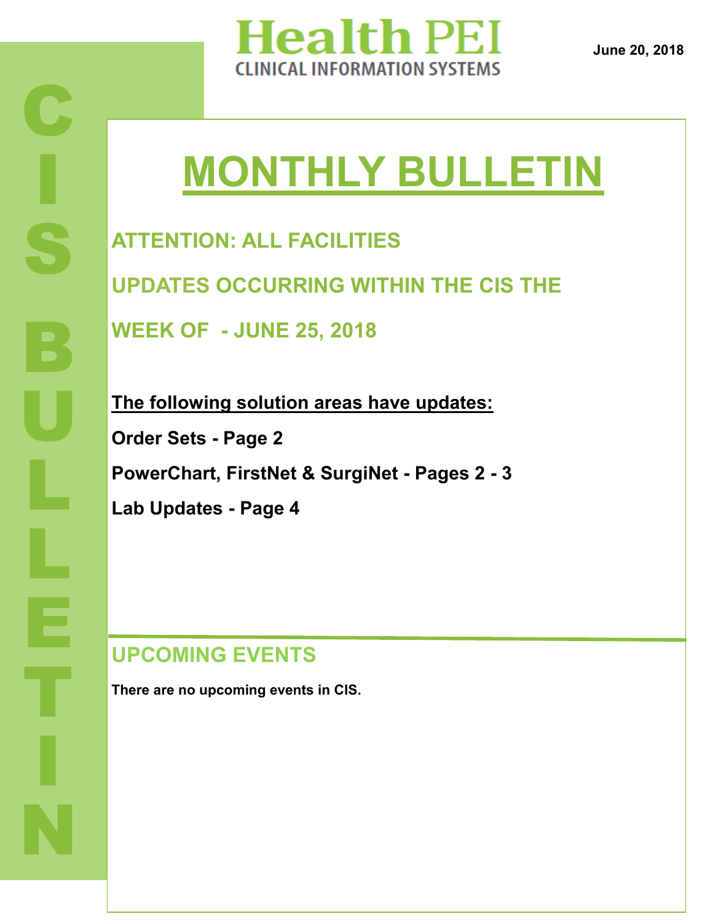# Health PEI
CLINICAL INFORMATION SYSTEMS

June 20, 2018

CIS BULLETIN

# MONTHLY BULLETIN

## ATTENTION: ALL FACILITIES

## UPDATES OCCURRING WITHIN THE CIS THE WEEK OF - JUNE 25, 2018

**The following solution areas have updates:**

**Order Sets - Page 2**

**PowerChart, FirstNet & SurgiNet - Pages 2 - 3**

**Lab Updates - Page 4**

## UPCOMING EVENTS

**There are no upcoming events in CIS.**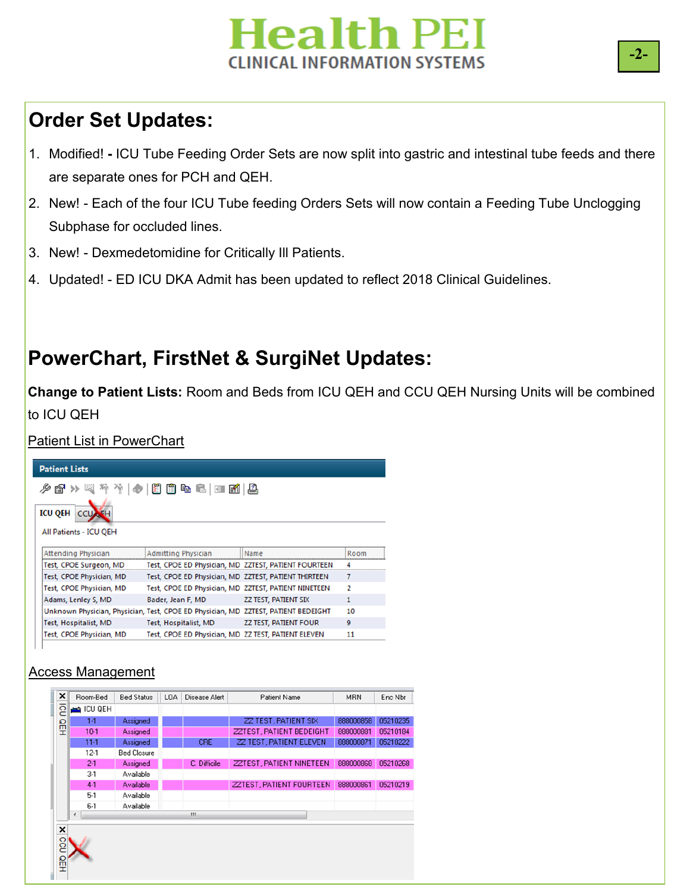## Order Set Updates:

1. Modified! **-** ICU Tube Feeding Order Sets are now split into gastric and intestinal tube feeds and there are separate ones for PCH and QEH.
2. New! - Each of the four ICU Tube feeding Orders Sets will now contain a Feeding Tube Unclogging Subphase for occluded lines.
3. New! - Dexmedetomidine for Critically Ill Patients.
4. Updated! - ED ICU DKA Admit has been updated to reflect 2018 Clinical Guidelines.

## PowerChart, FirstNet & SurgiNet Updates:

**Change to Patient Lists:** Room and Beds from ICU QEH and CCU QEH Nursing Units will be combined to ICU QEH

Patient List in PowerChart

Patient Lists

ICU QEH | CCU QEH

All Patients - ICU QEH

| Attending Physician | Admitting Physician | Name | Room |
|---|---|---|---|
| Test, CPOE Surgeon, MD | Test, CPOE ED Physician, MD | ZZTEST, PATIENT FOURTEEN | 4 |
| Test, CPOE Physician, MD | Test, CPOE ED Physician, MD | ZZTEST, PATIENT THIRTEEN | 7 |
| Test, CPOE Physician, MD | Test, CPOE ED Physician, MD | ZZTEST, PATIENT NINETEEN | 2 |
| Adams, Lenley S, MD | Bader, Jean F, MD | ZZ TEST, PATIENT SIX | 1 |
| Unknown Physician, Physician, | Test, CPOE ED Physician, MD | ZZTEST, PATIENT BEDEIGHT | 10 |
| Test, Hospitalist, MD | Test, Hospitalist, MD | ZZ TEST, PATIENT FOUR | 9 |
| Test, CPOE Physician, MD | Test, CPOE ED Physician, MD | ZZ TEST, PATIENT ELEVEN | 11 |

Access Management

ICU QEH

| Room-Bed | Bed Status | LOA | Disease Alert | Patient Name | MRN | Enc Nbr |
|---|---|---|---|---|---|---|
| 1-1 | Assigned | | | ZZ TEST, PATIENT SIX | 888000858 | 05210235 |
| 10-1 | Assigned | | | ZZTEST, PATIENT BEDEIGHT | 888000881 | 05210184 |
| 11-1 | Assigned | | CRE | ZZ TEST, PATIENT ELEVEN | 888000871 | 05210222 |
| 12-1 | Bed Closure | | | | | |
| 2-1 | Assigned | | C. Difficile | ZZTEST, PATIENT NINETEEN | 888000868 | 05210268 |
| 3-1 | Available | | | | | |
| 4-1 | Available | | | ZZTEST, PATIENT FOURTEEN | 888000861 | 05210219 |
| 5-1 | Available | | | | | |
| 6-1 | Available | | | | | |

CCU QEH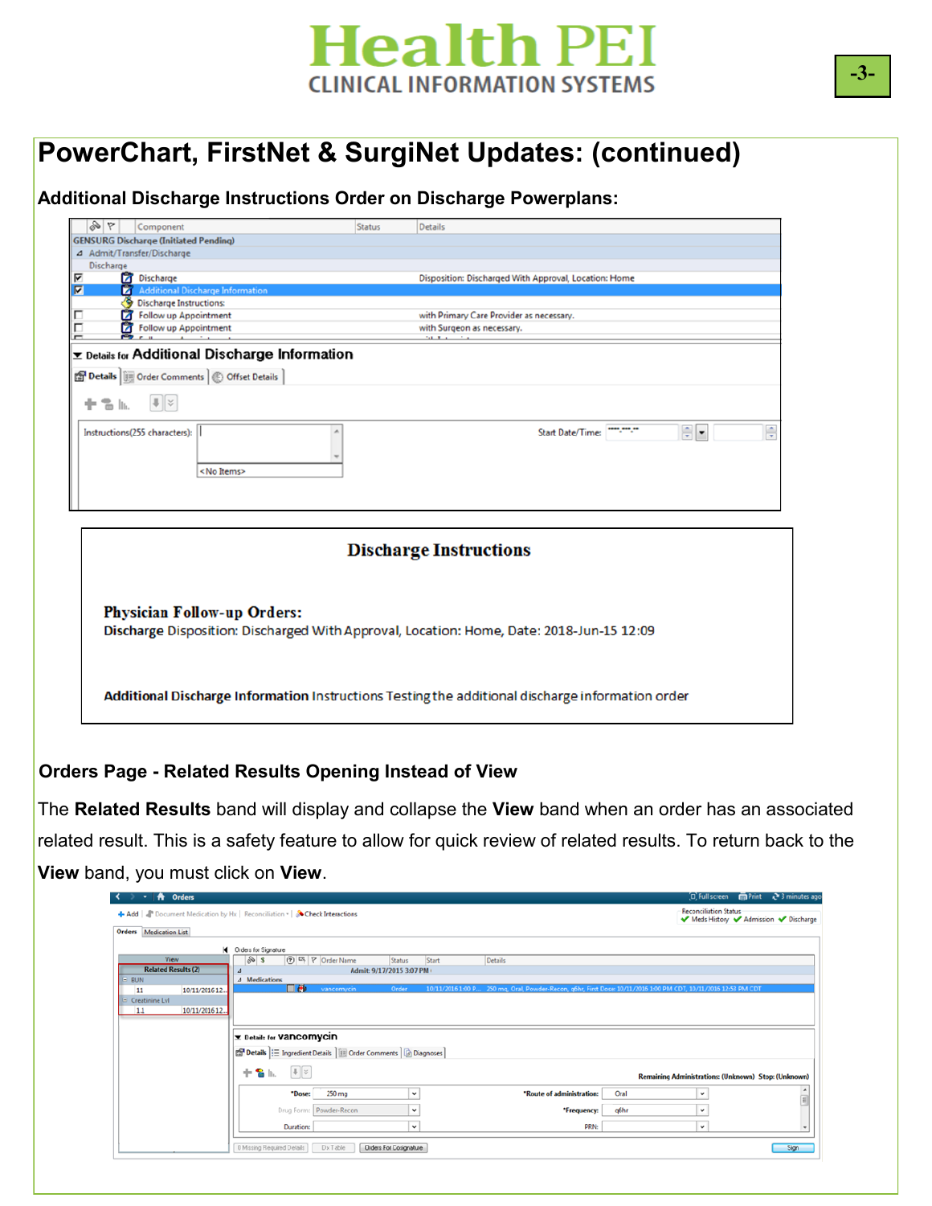# PowerChart, FirstNet & SurgiNet Updates: (continued)

### Additional Discharge Instructions Order on Discharge Powerplans:

| Component | Status | Details |
|---|---|---|
| GENSURG Discharge (Initiated Pending) | | |
| Admit/Transfer/Discharge | | |
| Discharge | | |
| Discharge | | Disposition: Discharged With Approval, Location: Home |
| Additional Discharge Information | | |
| Discharge Instructions: | | |
| Follow up Appointment | | with Primary Care Provider as necessary. |
| Follow up Appointment | | with Surgeon as necessary. |

**Details for Additional Discharge Information**

Details | Order Comments | Offset Details

Instructions(255 characters):

<No Items>

Start Date/Time:

**Discharge Instructions**

**Physician Follow-up Orders:**

**Discharge** Disposition: Discharged With Approval, Location: Home, Date: 2018-Jun-15 12:09

**Additional Discharge Information** Instructions Testing the additional discharge information order

### Orders Page - Related Results Opening Instead of View

The **Related Results** band will display and collapse the **View** band when an order has an associated related result. This is a safety feature to allow for quick review of related results. To return back to the **View** band, you must click on **View**.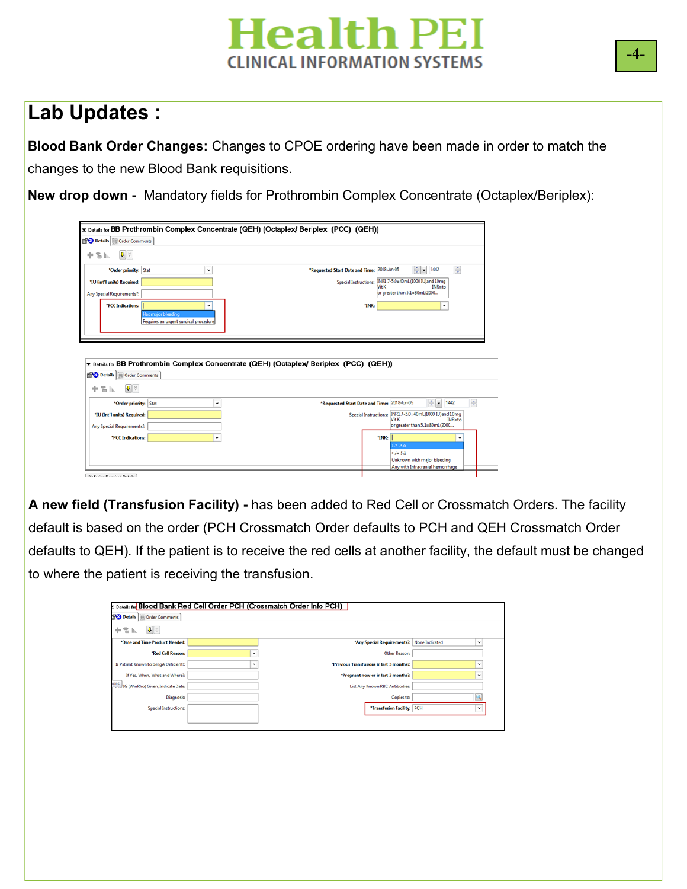## Lab Updates :

**Blood Bank Order Changes:** Changes to CPOE ordering have been made in order to match the changes to the new Blood Bank requisitions.

**New drop down -** Mandatory fields for Prothrombin Complex Concentrate (Octaplex/Beriplex):

**A new field (Transfusion Facility) -** has been added to Red Cell or Crossmatch Orders. The facility default is based on the order (PCH Crossmatch Order defaults to PCH and QEH Crossmatch Order defaults to QEH). If the patient is to receive the red cells at another facility, the default must be changed to where the patient is receiving the transfusion.